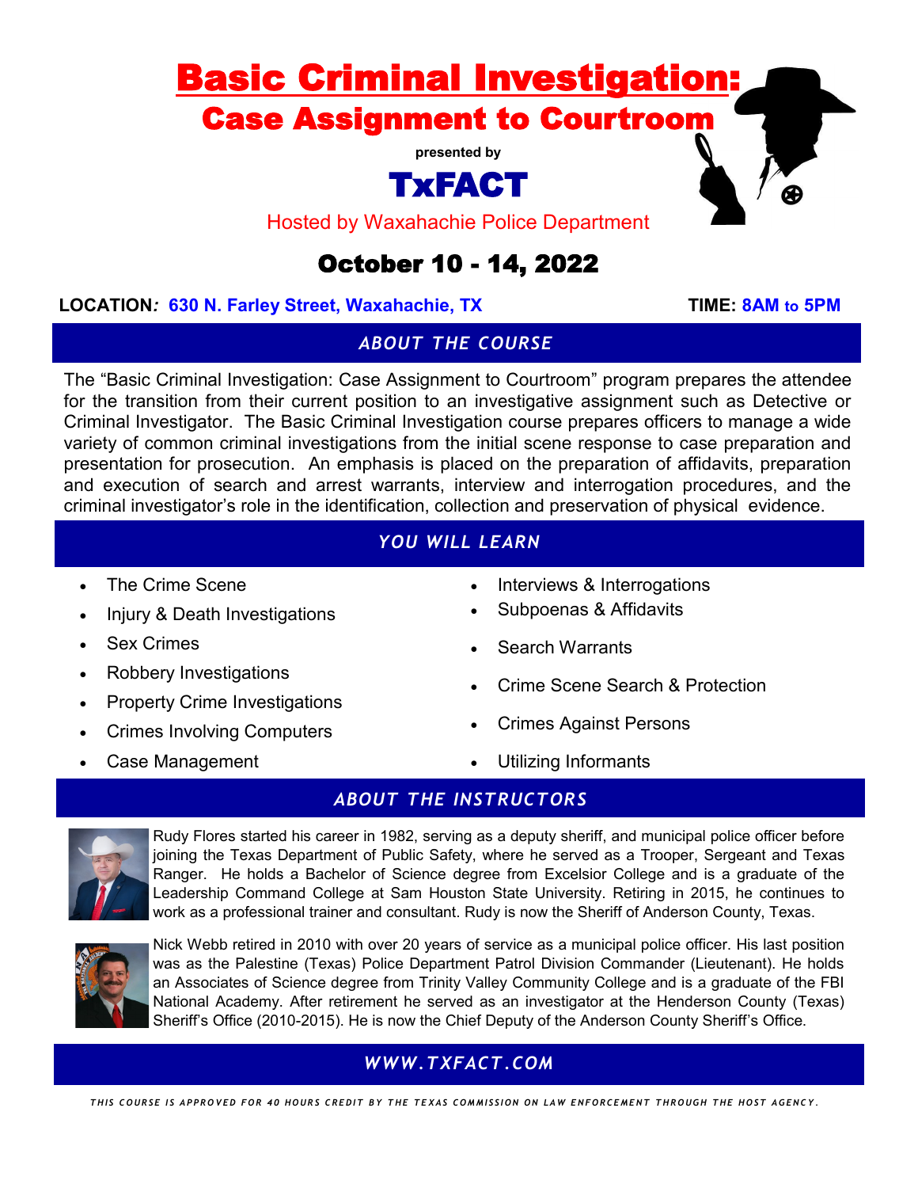# Basic Criminal Investigation:

## Case Assignment to Courtroom

presented by

**TxFACT**

Hosted by Waxahachie Police Department

## October 10 - 14, 2022

**LOCATION:** **630 N. Farley Street, Waxahachie, TX** **TIME:** **8AM to 5PM**

### *ABOUT THE COURSE*

The "Basic Criminal Investigation: Case Assignment to Courtroom" program prepares the attendee for the transition from their current position to an investigative assignment such as Detective or Criminal Investigator. The Basic Criminal Investigation course prepares officers to manage a wide variety of common criminal investigations from the initial scene response to case preparation and presentation for prosecution. An emphasis is placed on the preparation of affidavits, preparation and execution of search and arrest warrants, interview and interrogation procedures, and the criminal investigator's role in the identification, collection and preservation of physical evidence.

### *YOU WILL LEARN*

- The Crime Scene
- Injury & Death Investigations
- Sex Crimes
- Robbery Investigations
- Property Crime Investigations
- Crimes Involving Computers
- Case Management
- Interviews & Interrogations
- Subpoenas & Affidavits
- Search Warrants
- Crime Scene Search & Protection
- Crimes Against Persons
- Utilizing Informants

### *ABOUT THE INSTRUCTORS*

Rudy Flores started his career in 1982, serving as a deputy sheriff, and municipal police officer before joining the Texas Department of Public Safety, where he served as a Trooper, Sergeant and Texas Ranger. He holds a Bachelor of Science degree from Excelsior College and is a graduate of the Leadership Command College at Sam Houston State University. Retiring in 2015, he continues to work as a professional trainer and consultant. Rudy is now the Sheriff of Anderson County, Texas.

Nick Webb retired in 2010 with over 20 years of service as a municipal police officer. His last position was as the Palestine (Texas) Police Department Patrol Division Commander (Lieutenant). He holds an Associates of Science degree from Trinity Valley Community College and is a graduate of the FBI National Academy. After retirement he served as an investigator at the Henderson County (Texas) Sheriff's Office (2010-2015). He is now the Chief Deputy of the Anderson County Sheriff's Office.

### *WWW.TXFACT.COM*

*THIS COURSE IS APPROVED FOR 40 HOURS CREDIT BY THE TEXAS COMMISSION ON LAW ENFORCEMENT THROUGH THE HOST AGENCY.*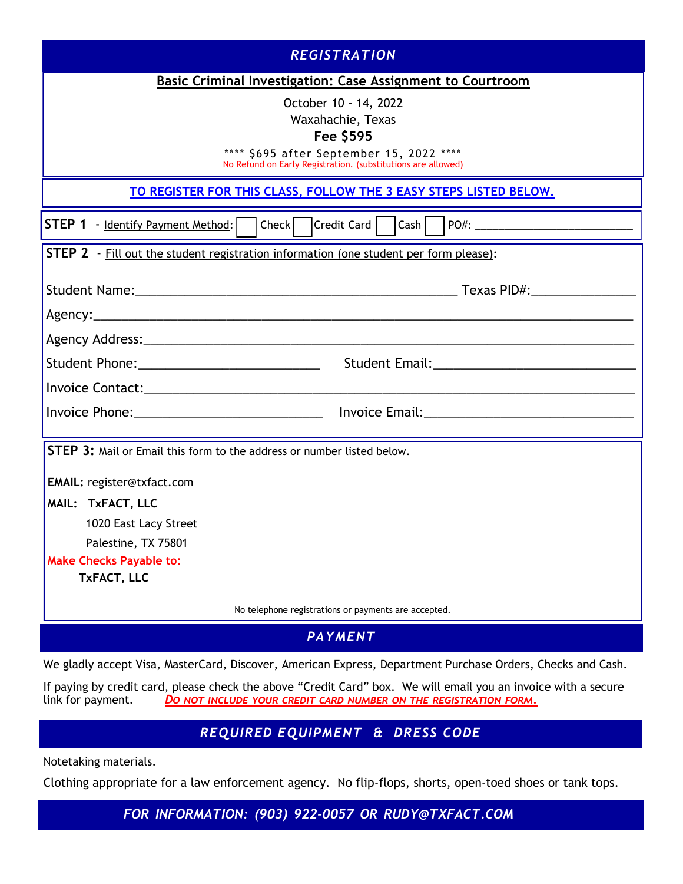## *REGISTRATION*

**Basic Criminal Investigation: Case Assignment to Courtroom**

October 10 - 14, 2022

Waxahachie, Texas

**Fee $595**

**** $695 after September 15, 2022 ****

No Refund on Early Registration. (substitutions are allowed)

**TO REGISTER FOR THIS CLASS, FOLLOW THE 3 EASY STEPS LISTED BELOW.**

**STEP 1** - Identify Payment Method: ☐ Check ☐ Credit Card ☐ Cash ☐ PO#: ________________________

**STEP 2** - Fill out the student registration information (one student per form please):

Student Name:_____________________________________________ Texas PID#:______________

Agency:_______________________________________________________________________

Agency Address:__________________________________________________________________

Student Phone:__________________________ Student Email:_____________________________

Invoice Contact:__________________________________________________________________

Invoice Phone:___________________________ Invoice Email:_____________________________

**STEP 3:** Mail or Email this form to the address or number listed below.

**EMAIL:** register@txfact.com

**MAIL:** **TxFACT, LLC**
1020 East Lacy Street
Palestine, TX 75801

**Make Checks Payable to:**
**TxFACT, LLC**

No telephone registrations or payments are accepted.

## *PAYMENT*

We gladly accept Visa, MasterCard, Discover, American Express, Department Purchase Orders, Checks and Cash.

If paying by credit card, please check the above "Credit Card" box. We will email you an invoice with a secure link for payment. ***DO NOT INCLUDE YOUR CREDIT CARD NUMBER ON THE REGISTRATION FORM.***

## *REQUIRED EQUIPMENT & DRESS CODE*

Notetaking materials.

Clothing appropriate for a law enforcement agency. No flip-flops, shorts, open-toed shoes or tank tops.

***FOR INFORMATION: (903) 922-0057 OR RUDY@TXFACT.COM***